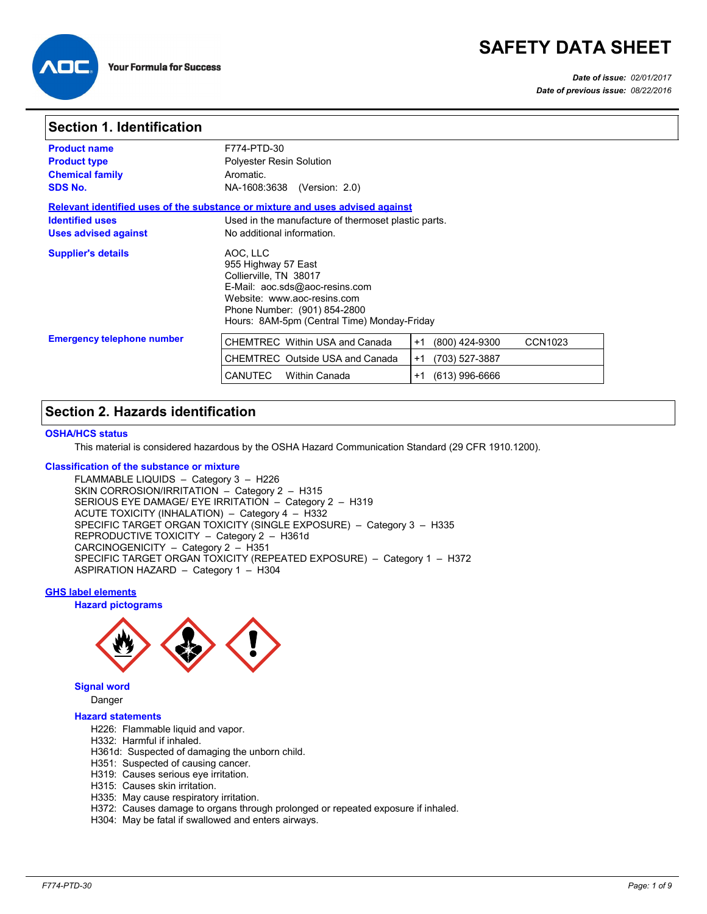AOC Your Formula for Success

# SAFETY DATA SHEET

***Date of issue:*** *02/01/2017*
***Date of previous issue:*** *08/22/2016*

## Section 1. Identification

**Product name** F774-PTD-30
**Product type** Polyester Resin Solution
**Chemical family** Aromatic.
**SDS No.** NA-1608:3638 (Version: 2.0)

**Relevant identified uses of the substance or mixture and uses advised against**

**Identified uses** Used in the manufacture of thermoset plastic parts.
**Uses advised against** No additional information.

**Supplier's details**
AOC, LLC
955 Highway 57 East
Collierville, TN 38017
E-Mail: aoc.sds@aoc-resins.com
Website: www.aoc-resins.com
Phone Number: (901) 854-2800
Hours: 8AM-5pm (Central Time) Monday-Friday

**Emergency telephone number**

| | | |
|---|---|---|
| CHEMTREC Within USA and Canada | +1 (800) 424-9300 | CCN1023 |
| CHEMTREC Outside USA and Canada | +1 (703) 527-3887 | |
| CANUTEC Within Canada | +1 (613) 996-6666 | |

## Section 2. Hazards identification

**OSHA/HCS status**

This material is considered hazardous by the OSHA Hazard Communication Standard (29 CFR 1910.1200).

**Classification of the substance or mixture**

FLAMMABLE LIQUIDS – Category 3 – H226
SKIN CORROSION/IRRITATION – Category 2 – H315
SERIOUS EYE DAMAGE/ EYE IRRITATION – Category 2 – H319
ACUTE TOXICITY (INHALATION) – Category 4 – H332
SPECIFIC TARGET ORGAN TOXICITY (SINGLE EXPOSURE) – Category 3 – H335
REPRODUCTIVE TOXICITY – Category 2 – H361d
CARCINOGENICITY – Category 2 – H351
SPECIFIC TARGET ORGAN TOXICITY (REPEATED EXPOSURE) – Category 1 – H372
ASPIRATION HAZARD – Category 1 – H304

**GHS label elements**

**Hazard pictograms**

**Signal word**

Danger

**Hazard statements**

H226: Flammable liquid and vapor.
H332: Harmful if inhaled.
H361d: Suspected of damaging the unborn child.
H351: Suspected of causing cancer.
H319: Causes serious eye irritation.
H315: Causes skin irritation.
H335: May cause respiratory irritation.
H372: Causes damage to organs through prolonged or repeated exposure if inhaled.
H304: May be fatal if swallowed and enters airways.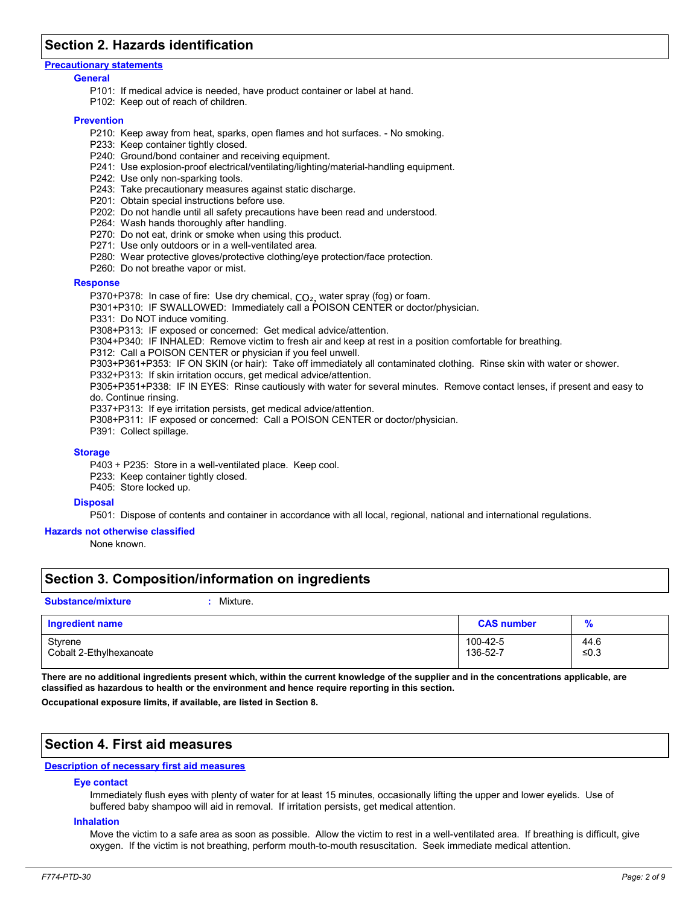## Section 2. Hazards identification

### Precautionary statements

#### General

P101: If medical advice is needed, have product container or label at hand.
P102: Keep out of reach of children.

#### Prevention

P210: Keep away from heat, sparks, open flames and hot surfaces. - No smoking.
P233: Keep container tightly closed.
P240: Ground/bond container and receiving equipment.
P241: Use explosion-proof electrical/ventilating/lighting/material-handling equipment.
P242: Use only non-sparking tools.
P243: Take precautionary measures against static discharge.
P201: Obtain special instructions before use.
P202: Do not handle until all safety precautions have been read and understood.
P264: Wash hands thoroughly after handling.
P270: Do not eat, drink or smoke when using this product.
P271: Use only outdoors or in a well-ventilated area.
P280: Wear protective gloves/protective clothing/eye protection/face protection.
P260: Do not breathe vapor or mist.

#### Response

P370+P378: In case of fire: Use dry chemical, $CO_2$, water spray (fog) or foam.
P301+P310: IF SWALLOWED: Immediately call a POISON CENTER or doctor/physician.
P331: Do NOT induce vomiting.
P308+P313: IF exposed or concerned: Get medical advice/attention.
P304+P340: IF INHALED: Remove victim to fresh air and keep at rest in a position comfortable for breathing.
P312: Call a POISON CENTER or physician if you feel unwell.
P303+P361+P353: IF ON SKIN (or hair): Take off immediately all contaminated clothing. Rinse skin with water or shower.
P332+P313: If skin irritation occurs, get medical advice/attention.
P305+P351+P338: IF IN EYES: Rinse cautiously with water for several minutes. Remove contact lenses, if present and easy to do. Continue rinsing.
P337+P313: If eye irritation persists, get medical advice/attention.
P308+P311: IF exposed or concerned: Call a POISON CENTER or doctor/physician.
P391: Collect spillage.

#### Storage

P403 + P235: Store in a well-ventilated place. Keep cool.
P233: Keep container tightly closed.
P405: Store locked up.

#### Disposal

P501: Dispose of contents and container in accordance with all local, regional, national and international regulations.

### Hazards not otherwise classified

None known.

## Section 3. Composition/information on ingredients

**Substance/mixture** : Mixture.

| Ingredient name | CAS number | % |
|---|---|---|
| Styrene | 100-42-5 | 44.6 |
| Cobalt 2-Ethylhexanoate | 136-52-7 | ≤0.3 |

**There are no additional ingredients present which, within the current knowledge of the supplier and in the concentrations applicable, are classified as hazardous to health or the environment and hence require reporting in this section.**

**Occupational exposure limits, if available, are listed in Section 8.**

## Section 4. First aid measures

### Description of necessary first aid measures

#### Eye contact

Immediately flush eyes with plenty of water for at least 15 minutes, occasionally lifting the upper and lower eyelids. Use of buffered baby shampoo will aid in removal. If irritation persists, get medical attention.

#### Inhalation

Move the victim to a safe area as soon as possible. Allow the victim to rest in a well-ventilated area. If breathing is difficult, give oxygen. If the victim is not breathing, perform mouth-to-mouth resuscitation. Seek immediate medical attention.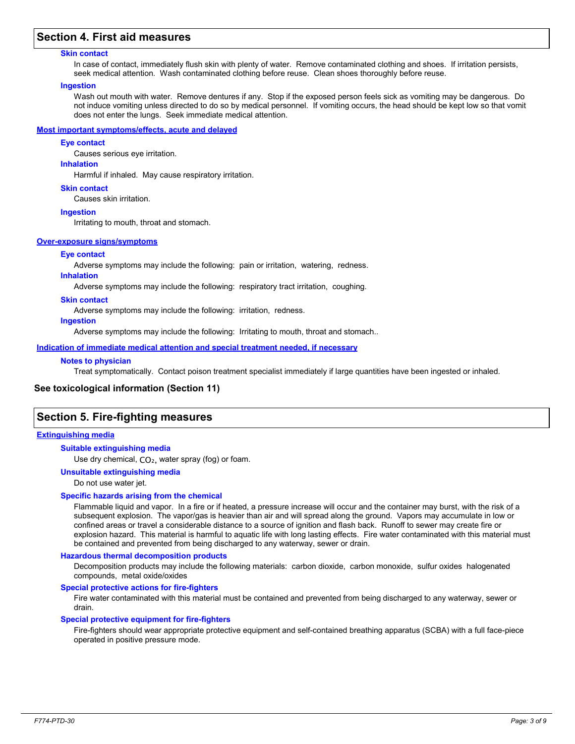## Section 4. First aid measures

#### Skin contact

In case of contact, immediately flush skin with plenty of water. Remove contaminated clothing and shoes. If irritation persists, seek medical attention. Wash contaminated clothing before reuse. Clean shoes thoroughly before reuse.

#### Ingestion

Wash out mouth with water. Remove dentures if any. Stop if the exposed person feels sick as vomiting may be dangerous. Do not induce vomiting unless directed to do so by medical personnel. If vomiting occurs, the head should be kept low so that vomit does not enter the lungs. Seek immediate medical attention.

### Most important symptoms/effects, acute and delayed

#### Eye contact

Causes serious eye irritation.

#### Inhalation

Harmful if inhaled. May cause respiratory irritation.

#### Skin contact

Causes skin irritation.

#### Ingestion

Irritating to mouth, throat and stomach.

### Over-exposure signs/symptoms

#### Eye contact

Adverse symptoms may include the following: pain or irritation, watering, redness.

#### Inhalation

Adverse symptoms may include the following: respiratory tract irritation, coughing.

#### Skin contact

Adverse symptoms may include the following: irritation, redness.

#### Ingestion

Adverse symptoms may include the following: Irritating to mouth, throat and stomach..

### Indication of immediate medical attention and special treatment needed, if necessary

#### Notes to physician

Treat symptomatically. Contact poison treatment specialist immediately if large quantities have been ingested or inhaled.

**See toxicological information (Section 11)**

## Section 5. Fire-fighting measures

### Extinguishing media

#### Suitable extinguishing media

Use dry chemical, $CO_2$, water spray (fog) or foam.

#### Unsuitable extinguishing media

Do not use water jet.

#### Specific hazards arising from the chemical

Flammable liquid and vapor. In a fire or if heated, a pressure increase will occur and the container may burst, with the risk of a subsequent explosion. The vapor/gas is heavier than air and will spread along the ground. Vapors may accumulate in low or confined areas or travel a considerable distance to a source of ignition and flash back. Runoff to sewer may create fire or explosion hazard. This material is harmful to aquatic life with long lasting effects. Fire water contaminated with this material must be contained and prevented from being discharged to any waterway, sewer or drain.

#### Hazardous thermal decomposition products

Decomposition products may include the following materials: carbon dioxide, carbon monoxide, sulfur oxides halogenated compounds, metal oxide/oxides

#### Special protective actions for fire-fighters

Fire water contaminated with this material must be contained and prevented from being discharged to any waterway, sewer or drain.

#### Special protective equipment for fire-fighters

Fire-fighters should wear appropriate protective equipment and self-contained breathing apparatus (SCBA) with a full face-piece operated in positive pressure mode.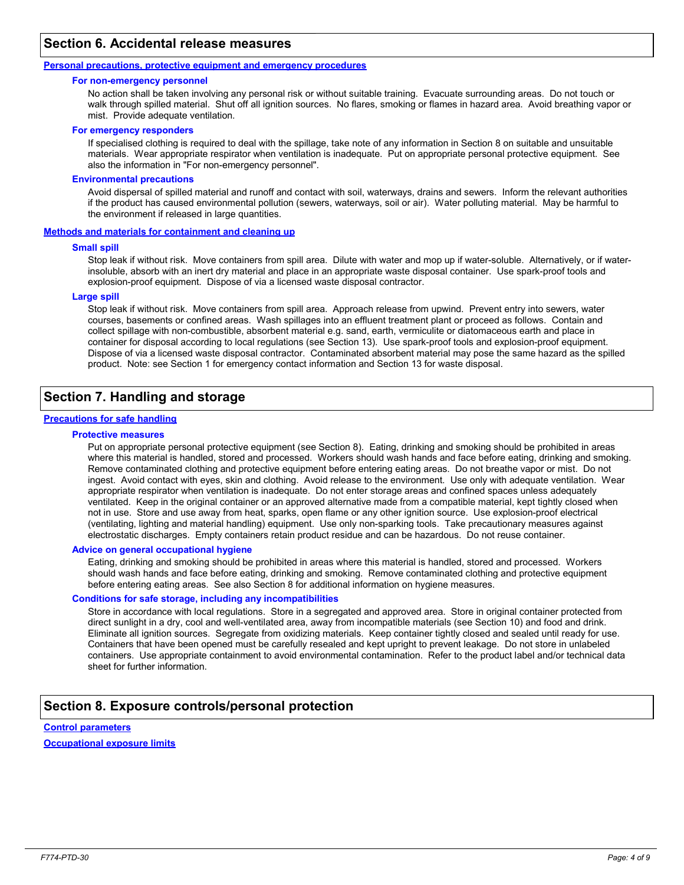## Section 6. Accidental release measures

### Personal precautions, protective equipment and emergency procedures

#### For non-emergency personnel

No action shall be taken involving any personal risk or without suitable training. Evacuate surrounding areas. Do not touch or walk through spilled material. Shut off all ignition sources. No flares, smoking or flames in hazard area. Avoid breathing vapor or mist. Provide adequate ventilation.

#### For emergency responders

If specialised clothing is required to deal with the spillage, take note of any information in Section 8 on suitable and unsuitable materials. Wear appropriate respirator when ventilation is inadequate. Put on appropriate personal protective equipment. See also the information in "For non-emergency personnel".

#### Environmental precautions

Avoid dispersal of spilled material and runoff and contact with soil, waterways, drains and sewers. Inform the relevant authorities if the product has caused environmental pollution (sewers, waterways, soil or air). Water polluting material. May be harmful to the environment if released in large quantities.

### Methods and materials for containment and cleaning up

#### Small spill

Stop leak if without risk. Move containers from spill area. Dilute with water and mop up if water-soluble. Alternatively, or if water-insoluble, absorb with an inert dry material and place in an appropriate waste disposal container. Use spark-proof tools and explosion-proof equipment. Dispose of via a licensed waste disposal contractor.

#### Large spill

Stop leak if without risk. Move containers from spill area. Approach release from upwind. Prevent entry into sewers, water courses, basements or confined areas. Wash spillages into an effluent treatment plant or proceed as follows. Contain and collect spillage with non-combustible, absorbent material e.g. sand, earth, vermiculite or diatomaceous earth and place in container for disposal according to local regulations (see Section 13). Use spark-proof tools and explosion-proof equipment. Dispose of via a licensed waste disposal contractor. Contaminated absorbent material may pose the same hazard as the spilled product. Note: see Section 1 for emergency contact information and Section 13 for waste disposal.

## Section 7. Handling and storage

### Precautions for safe handling

#### Protective measures

Put on appropriate personal protective equipment (see Section 8). Eating, drinking and smoking should be prohibited in areas where this material is handled, stored and processed. Workers should wash hands and face before eating, drinking and smoking. Remove contaminated clothing and protective equipment before entering eating areas. Do not breathe vapor or mist. Do not ingest. Avoid contact with eyes, skin and clothing. Avoid release to the environment. Use only with adequate ventilation. Wear appropriate respirator when ventilation is inadequate. Do not enter storage areas and confined spaces unless adequately ventilated. Keep in the original container or an approved alternative made from a compatible material, kept tightly closed when not in use. Store and use away from heat, sparks, open flame or any other ignition source. Use explosion-proof electrical (ventilating, lighting and material handling) equipment. Use only non-sparking tools. Take precautionary measures against electrostatic discharges. Empty containers retain product residue and can be hazardous. Do not reuse container.

#### Advice on general occupational hygiene

Eating, drinking and smoking should be prohibited in areas where this material is handled, stored and processed. Workers should wash hands and face before eating, drinking and smoking. Remove contaminated clothing and protective equipment before entering eating areas. See also Section 8 for additional information on hygiene measures.

#### Conditions for safe storage, including any incompatibilities

Store in accordance with local regulations. Store in a segregated and approved area. Store in original container protected from direct sunlight in a dry, cool and well-ventilated area, away from incompatible materials (see Section 10) and food and drink. Eliminate all ignition sources. Segregate from oxidizing materials. Keep container tightly closed and sealed until ready for use. Containers that have been opened must be carefully resealed and kept upright to prevent leakage. Do not store in unlabeled containers. Use appropriate containment to avoid environmental contamination. Refer to the product label and/or technical data sheet for further information.

## Section 8. Exposure controls/personal protection

### Control parameters

### Occupational exposure limits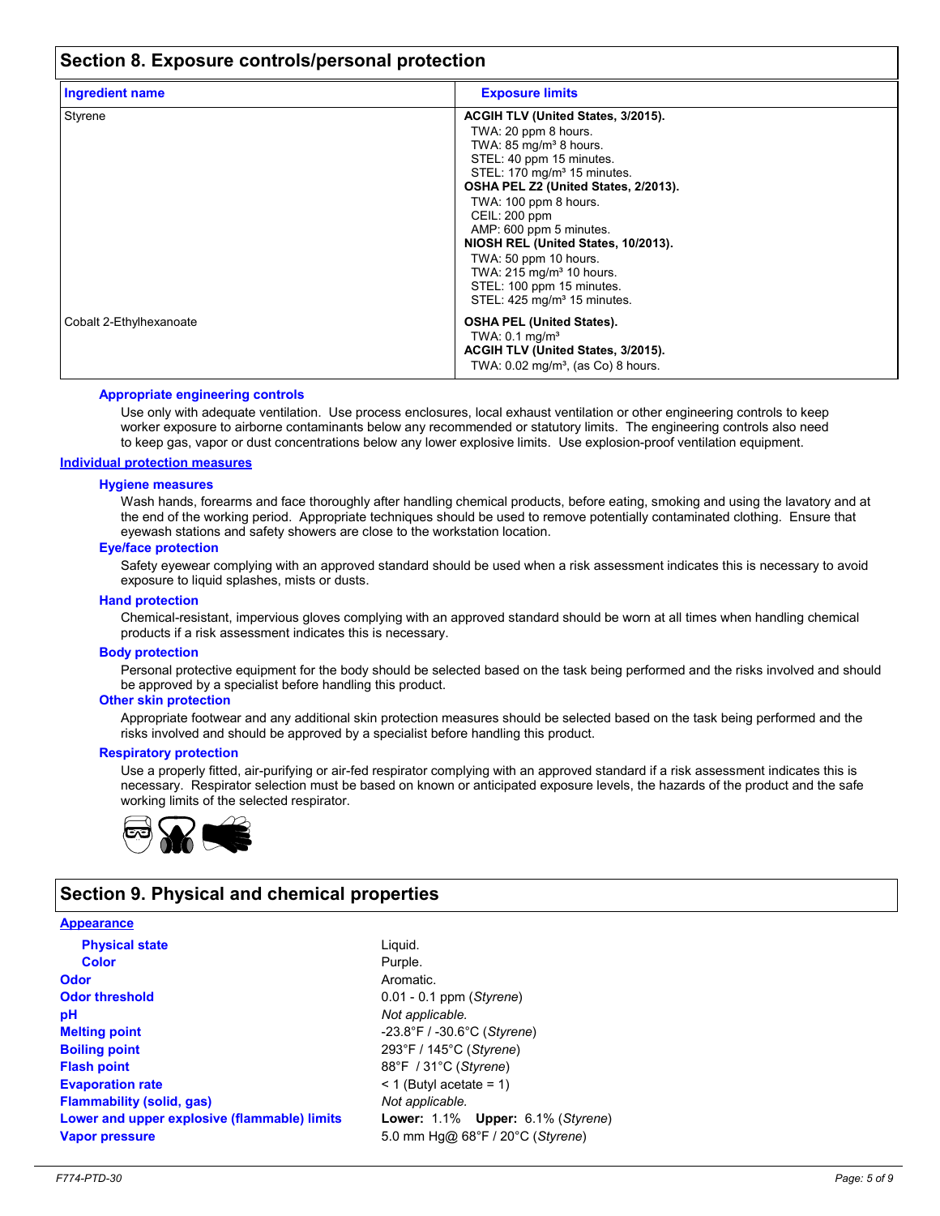## Section 8. Exposure controls/personal protection

| Ingredient name | Exposure limits |
|---|---|
| Styrene | **ACGIH TLV (United States, 3/2015).**<br>TWA: 20 ppm 8 hours.<br>TWA: 85 mg/m³ 8 hours.<br>STEL: 40 ppm 15 minutes.<br>STEL: 170 mg/m³ 15 minutes.<br>**OSHA PEL Z2 (United States, 2/2013).**<br>TWA: 100 ppm 8 hours.<br>CEIL: 200 ppm<br>AMP: 600 ppm 5 minutes.<br>**NIOSH REL (United States, 10/2013).**<br>TWA: 50 ppm 10 hours.<br>TWA: 215 mg/m³ 10 hours.<br>STEL: 100 ppm 15 minutes.<br>STEL: 425 mg/m³ 15 minutes. |
| Cobalt 2-Ethylhexanoate | **OSHA PEL (United States).**<br>TWA: 0.1 mg/m³<br>**ACGIH TLV (United States, 3/2015).**<br>TWA: 0.02 mg/m³, (as Co) 8 hours. |

**Appropriate engineering controls**

Use only with adequate ventilation. Use process enclosures, local exhaust ventilation or other engineering controls to keep worker exposure to airborne contaminants below any recommended or statutory limits. The engineering controls also need to keep gas, vapor or dust concentrations below any lower explosive limits. Use explosion-proof ventilation equipment.

**Individual protection measures**

**Hygiene measures**

Wash hands, forearms and face thoroughly after handling chemical products, before eating, smoking and using the lavatory and at the end of the working period. Appropriate techniques should be used to remove potentially contaminated clothing. Ensure that eyewash stations and safety showers are close to the workstation location.

**Eye/face protection**

Safety eyewear complying with an approved standard should be used when a risk assessment indicates this is necessary to avoid exposure to liquid splashes, mists or dusts.

**Hand protection**

Chemical-resistant, impervious gloves complying with an approved standard should be worn at all times when handling chemical products if a risk assessment indicates this is necessary.

**Body protection**

Personal protective equipment for the body should be selected based on the task being performed and the risks involved and should be approved by a specialist before handling this product.

**Other skin protection**

Appropriate footwear and any additional skin protection measures should be selected based on the task being performed and the risks involved and should be approved by a specialist before handling this product.

**Respiratory protection**

Use a properly fitted, air-purifying or air-fed respirator complying with an approved standard if a risk assessment indicates this is necessary. Respirator selection must be based on known or anticipated exposure levels, the hazards of the product and the safe working limits of the selected respirator.

## Section 9. Physical and chemical properties

**Appearance**

| | |
|---|---|
| **Physical state** | Liquid. |
| **Color** | Purple. |
| **Odor** | Aromatic. |
| **Odor threshold** | 0.01 - 0.1 ppm (*Styrene*) |
| **pH** | *Not applicable.* |
| **Melting point** | -23.8°F / -30.6°C (*Styrene*) |
| **Boiling point** | 293°F / 145°C (*Styrene*) |
| **Flash point** | 88°F / 31°C (*Styrene*) |
| **Evaporation rate** | < 1 (Butyl acetate = 1) |
| **Flammability (solid, gas)** | *Not applicable.* |
| **Lower and upper explosive (flammable) limits** | **Lower:** 1.1% **Upper:** 6.1% (*Styrene*) |
| **Vapor pressure** | 5.0 mm Hg@ 68°F / 20°C (*Styrene*) |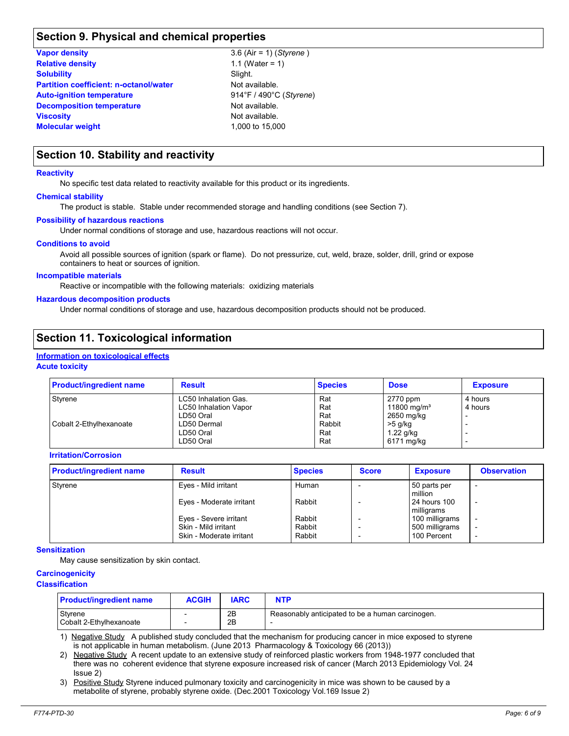## Section 9. Physical and chemical properties

| | |
|---|---|
| **Vapor density** | 3.6 (Air = 1) (*Styrene* ) |
| **Relative density** | 1.1 (Water = 1) |
| **Solubility** | Slight. |
| **Partition coefficient: n-octanol/water** | Not available. |
| **Auto-ignition temperature** | 914°F / 490°C (*Styrene*) |
| **Decomposition temperature** | Not available. |
| **Viscosity** | Not available. |
| **Molecular weight** | 1,000 to 15,000 |

## Section 10. Stability and reactivity

**Reactivity**

No specific test data related to reactivity available for this product or its ingredients.

**Chemical stability**

The product is stable. Stable under recommended storage and handling conditions (see Section 7).

**Possibility of hazardous reactions**

Under normal conditions of storage and use, hazardous reactions will not occur.

**Conditions to avoid**

Avoid all possible sources of ignition (spark or flame). Do not pressurize, cut, weld, braze, solder, drill, grind or expose containers to heat or sources of ignition.

**Incompatible materials**

Reactive or incompatible with the following materials: oxidizing materials

**Hazardous decomposition products**

Under normal conditions of storage and use, hazardous decomposition products should not be produced.

## Section 11. Toxicological information

**Information on toxicological effects**

**Acute toxicity**

| Product/ingredient name | Result | Species | Dose | Exposure |
|---|---|---|---|---|
| Styrene | LC50 Inhalation Gas. | Rat | 2770 ppm | 4 hours |
| | LC50 Inhalation Vapor | Rat | 11800 mg/m³ | 4 hours |
| | LD50 Oral | Rat | 2650 mg/kg | - |
| Cobalt 2-Ethylhexanoate | LD50 Dermal | Rabbit | >5 g/kg | - |
| | LD50 Oral | Rat | 1.22 g/kg | - |
| | LD50 Oral | Rat | 6171 mg/kg | - |

**Irritation/Corrosion**

| Product/ingredient name | Result | Species | Score | Exposure | Observation |
|---|---|---|---|---|---|
| Styrene | Eyes - Mild irritant | Human | - | 50 parts per million | - |
| | Eyes - Moderate irritant | Rabbit | - | 24 hours 100 milligrams | - |
| | Eyes - Severe irritant | Rabbit | - | 100 milligrams | - |
| | Skin - Mild irritant | Rabbit | - | 500 milligrams | - |
| | Skin - Moderate irritant | Rabbit | - | 100 Percent | - |

**Sensitization**

May cause sensitization by skin contact.

**Carcinogenicity**

**Classification**

| Product/ingredient name | ACGIH | IARC | NTP |
|---|---|---|---|
| Styrene | - | 2B | Reasonably anticipated to be a human carcinogen. |
| Cobalt 2-Ethylhexanoate | - | 2B | - |

1) Negative Study A published study concluded that the mechanism for producing cancer in mice exposed to styrene is not applicable in human metabolism. (June 2013 Pharmacology & Toxicology 66 (2013))
2) Negative Study A recent update to an extensive study of reinforced plastic workers from 1948-1977 concluded that there was no coherent evidence that styrene exposure increased risk of cancer (March 2013 Epidemiology Vol. 24 Issue 2)
3) Positive Study Styrene induced pulmonary toxicity and carcinogenicity in mice was shown to be caused by a metabolite of styrene, probably styrene oxide. (Dec.2001 Toxicology Vol.169 Issue 2)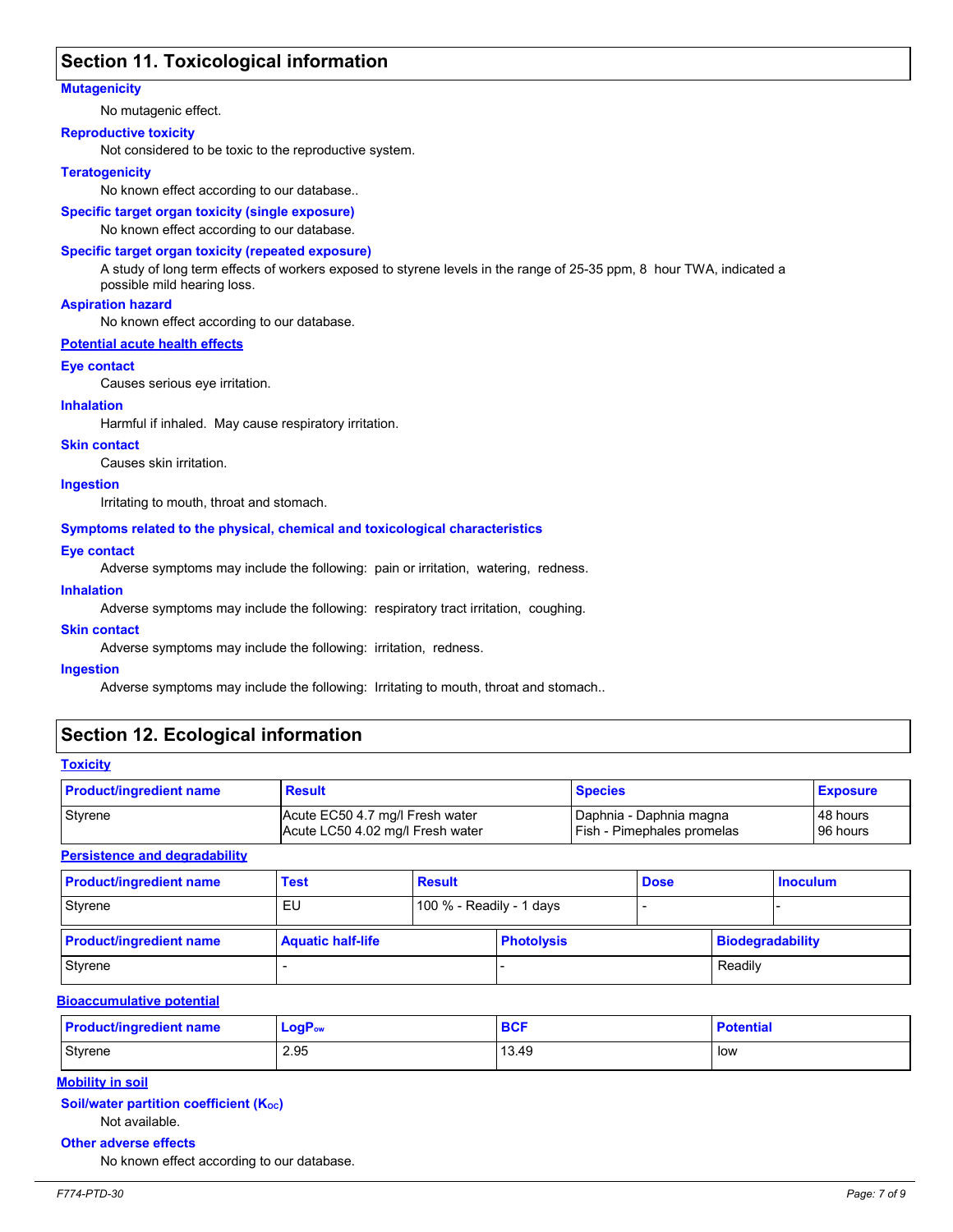## Section 11. Toxicological information

**Mutagenicity**

No mutagenic effect.

**Reproductive toxicity**

Not considered to be toxic to the reproductive system.

**Teratogenicity**

No known effect according to our database..

**Specific target organ toxicity (single exposure)**

No known effect according to our database.

**Specific target organ toxicity (repeated exposure)**

A study of long term effects of workers exposed to styrene levels in the range of 25-35 ppm, 8 hour TWA, indicated a possible mild hearing loss.

**Aspiration hazard**

No known effect according to our database.

**Potential acute health effects**

**Eye contact**

Causes serious eye irritation.

**Inhalation**

Harmful if inhaled. May cause respiratory irritation.

**Skin contact**

Causes skin irritation.

**Ingestion**

Irritating to mouth, throat and stomach.

**Symptoms related to the physical, chemical and toxicological characteristics**

**Eye contact**

Adverse symptoms may include the following: pain or irritation, watering, redness.

**Inhalation**

Adverse symptoms may include the following: respiratory tract irritation, coughing.

**Skin contact**

Adverse symptoms may include the following: irritation, redness.

**Ingestion**

Adverse symptoms may include the following: Irritating to mouth, throat and stomach..

## Section 12. Ecological information

**Toxicity**

| Product/ingredient name | Result | Species | Exposure |
| --- | --- | --- | --- |
| Styrene | Acute EC50 4.7 mg/l Fresh water<br>Acute LC50 4.02 mg/l Fresh water | Daphnia - Daphnia magna<br>Fish - Pimephales promelas | 48 hours<br>96 hours |

**Persistence and degradability**

| Product/ingredient name | Test | Result | Dose | Inoculum |
| --- | --- | --- | --- | --- |
| Styrene | EU | 100 % - Readily - 1 days | - | - |

| Product/ingredient name | Aquatic half-life | Photolysis | Biodegradability |
| --- | --- | --- | --- |
| Styrene | - | - | Readily |

**Bioaccumulative potential**

| Product/ingredient name | $LogP_{ow}$ | BCF | Potential |
| --- | --- | --- | --- |
| Styrene | 2.95 | 13.49 | low |

**Mobility in soil**

**Soil/water partition coefficient ($K_{OC}$)**

Not available.

**Other adverse effects**

No known effect according to our database.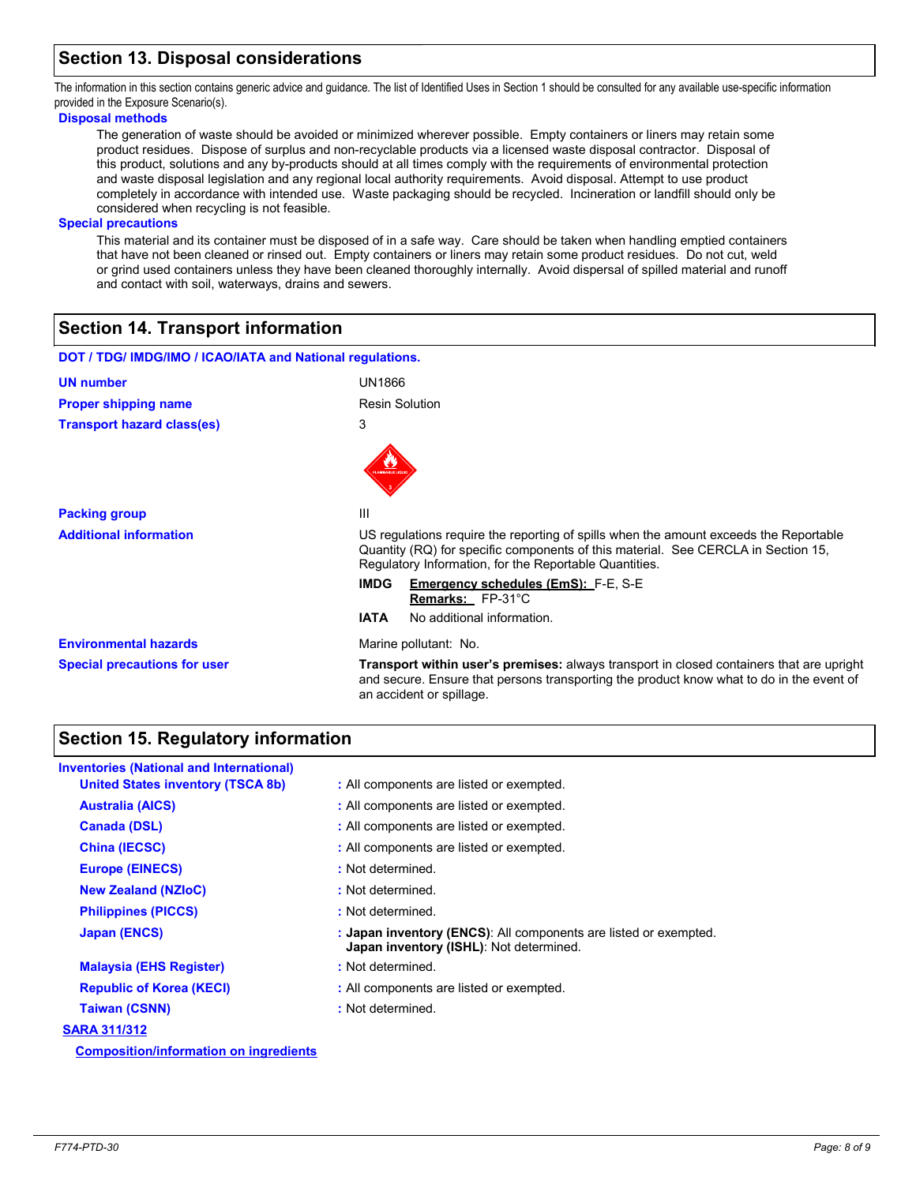## Section 13. Disposal considerations

The information in this section contains generic advice and guidance. The list of Identified Uses in Section 1 should be consulted for any available use-specific information provided in the Exposure Scenario(s).

### Disposal methods

The generation of waste should be avoided or minimized wherever possible. Empty containers or liners may retain some product residues. Dispose of surplus and non-recyclable products via a licensed waste disposal contractor. Disposal of this product, solutions and any by-products should at all times comply with the requirements of environmental protection and waste disposal legislation and any regional local authority requirements. Avoid disposal. Attempt to use product completely in accordance with intended use. Waste packaging should be recycled. Incineration or landfill should only be considered when recycling is not feasible.

### Special precautions

This material and its container must be disposed of in a safe way. Care should be taken when handling emptied containers that have not been cleaned or rinsed out. Empty containers or liners may retain some product residues. Do not cut, weld or grind used containers unless they have been cleaned thoroughly internally. Avoid dispersal of spilled material and runoff and contact with soil, waterways, drains and sewers.

## Section 14. Transport information

**DOT / TDG/ IMDG/IMO / ICAO/IATA and National regulations.**

**UN number**: UN1866

**Proper shipping name**: Resin Solution

**Transport hazard class(es)**: 3

**Packing group**: III

**Additional information**: US regulations require the reporting of spills when the amount exceeds the Reportable Quantity (RQ) for specific components of this material. See CERCLA in Section 15, Regulatory Information, for the Reportable Quantities.

- **IMDG** — Emergency schedules (EmS): F-E, S-E; Remarks: FP-31°C
- **IATA** — No additional information.

**Environmental hazards**: Marine pollutant: No.

**Special precautions for user**: **Transport within user's premises:** always transport in closed containers that are upright and secure. Ensure that persons transporting the product know what to do in the event of an accident or spillage.

## Section 15. Regulatory information

**Inventories (National and International)**

- **United States inventory (TSCA 8b)**: All components are listed or exempted.
- **Australia (AICS)**: All components are listed or exempted.
- **Canada (DSL)**: All components are listed or exempted.
- **China (IECSC)**: All components are listed or exempted.
- **Europe (EINECS)**: Not determined.
- **New Zealand (NZIoC)**: Not determined.
- **Philippines (PICCS)**: Not determined.
- **Japan (ENCS)**: **Japan inventory (ENCS)**: All components are listed or exempted. **Japan inventory (ISHL)**: Not determined.
- **Malaysia (EHS Register)**: Not determined.
- **Republic of Korea (KECI)**: All components are listed or exempted.
- **Taiwan (CSNN)**: Not determined.

**SARA 311/312**

**Composition/information on ingredients**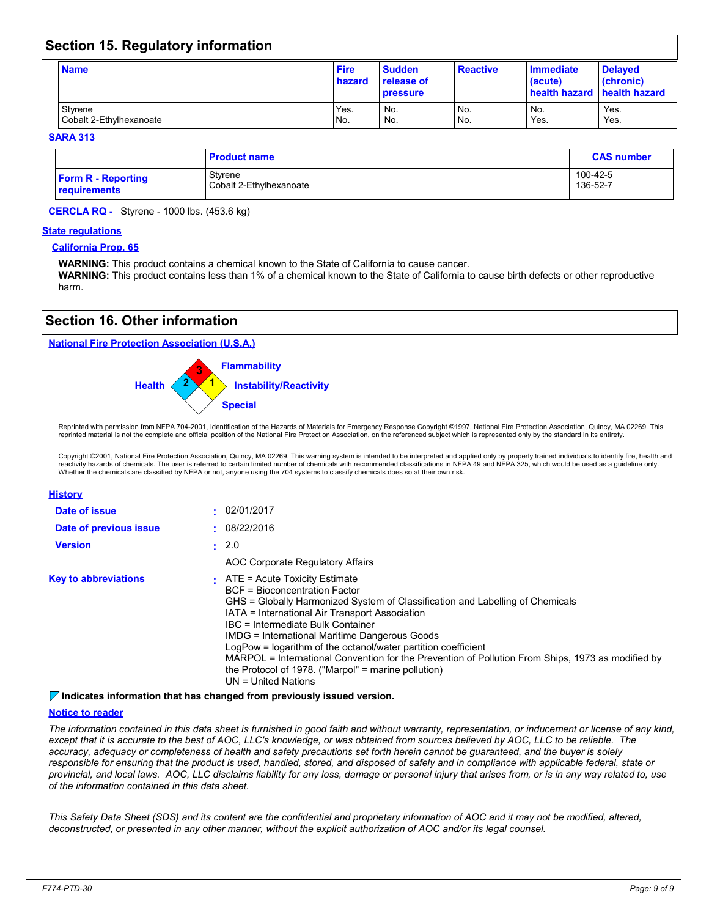## Section 15. Regulatory information

| Name | Fire hazard | Sudden release of pressure | Reactive | Immediate (acute) health hazard | Delayed (chronic) health hazard |
|---|---|---|---|---|---|
| Styrene | Yes. | No. | No. | No. | Yes. |
| Cobalt 2-Ethylhexanoate | No. | No. | No. | Yes. | Yes. |

**SARA 313**

| | Product name | CAS number |
|---|---|---|
| **Form R - Reporting requirements** | Styrene<br>Cobalt 2-Ethylhexanoate | 100-42-5<br>136-52-7 |

**CERCLA RQ -** Styrene - 1000 lbs. (453.6 kg)

**State regulations**

**California Prop. 65**

**WARNING:** This product contains a chemical known to the State of California to cause cancer.
**WARNING:** This product contains less than 1% of a chemical known to the State of California to cause birth defects or other reproductive harm.

## Section 16. Other information

**National Fire Protection Association (U.S.A.)**

Health: 2
Flammability: 3
Instability/Reactivity: 1
Special

Reprinted with permission from NFPA 704-2001, Identification of the Hazards of Materials for Emergency Response Copyright ©1997, National Fire Protection Association, Quincy, MA 02269. This reprinted material is not the complete and official position of the National Fire Protection Association, on the referenced subject which is represented only by the standard in its entirety.

Copyright ©2001, National Fire Protection Association, Quincy, MA 02269. This warning system is intended to be interpreted and applied only by properly trained individuals to identify fire, health and reactivity hazards of chemicals. The user is referred to certain limited number of chemicals with recommended classifications in NFPA 49 and NFPA 325, which would be used as a guideline only. Whether the chemicals are classified by NFPA or not, anyone using the 704 systems to classify chemicals does so at their own risk.

**History**

**Date of issue** : 02/01/2017

**Date of previous issue** : 08/22/2016

**Version** : 2.0

AOC Corporate Regulatory Affairs

**Key to abbreviations** :
ATE = Acute Toxicity Estimate
BCF = Bioconcentration Factor
GHS = Globally Harmonized System of Classification and Labelling of Chemicals
IATA = International Air Transport Association
IBC = Intermediate Bulk Container
IMDG = International Maritime Dangerous Goods
LogPow = logarithm of the octanol/water partition coefficient
MARPOL = International Convention for the Prevention of Pollution From Ships, 1973 as modified by the Protocol of 1978. ("Marpol" = marine pollution)
UN = United Nations

**Indicates information that has changed from previously issued version.**

**Notice to reader**

*The information contained in this data sheet is furnished in good faith and without warranty, representation, or inducement or license of any kind, except that it is accurate to the best of AOC, LLC's knowledge, or was obtained from sources believed by AOC, LLC to be reliable. The accuracy, adequacy or completeness of health and safety precautions set forth herein cannot be guaranteed, and the buyer is solely responsible for ensuring that the product is used, handled, stored, and disposed of safely and in compliance with applicable federal, state or provincial, and local laws. AOC, LLC disclaims liability for any loss, damage or personal injury that arises from, or is in any way related to, use of the information contained in this data sheet.*

*This Safety Data Sheet (SDS) and its content are the confidential and proprietary information of AOC and it may not be modified, altered, deconstructed, or presented in any other manner, without the explicit authorization of AOC and/or its legal counsel.*